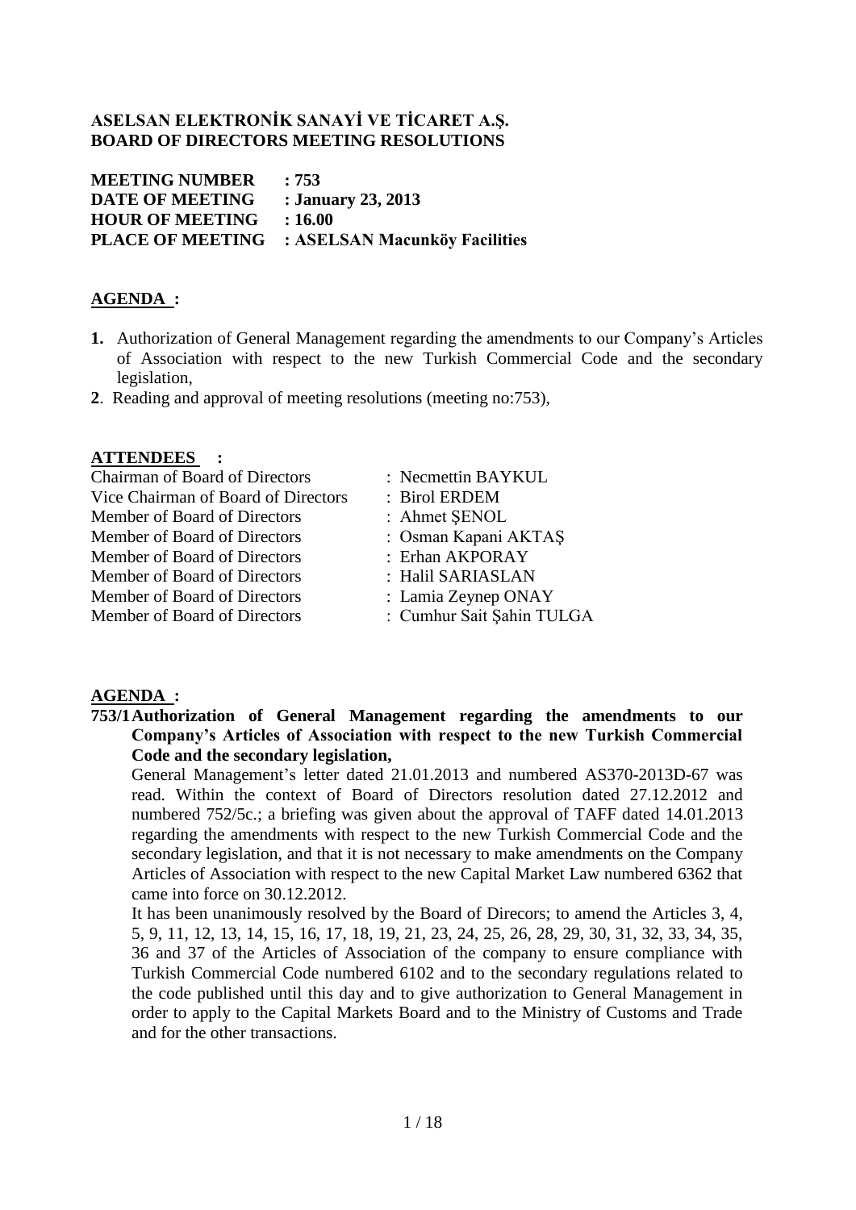**ASELSAN ELEKTRONİK SANAYİ VE TİCARET A.Ş.**
**BOARD OF DIRECTORS MEETING RESOLUTIONS**

**MEETING NUMBER : 753**
**DATE OF MEETING : January 23, 2013**
**HOUR OF MEETING : 16.00**
**PLACE OF MEETING : ASELSAN Macunköy Facilities**

**AGENDA :**

1. Authorization of General Management regarding the amendments to our Company's Articles of Association with respect to the new Turkish Commercial Code and the secondary legislation,
2. Reading and approval of meeting resolutions (meeting no:753),

**ATTENDEES :**

| | |
|---|---|
| Chairman of Board of Directors | : Necmettin BAYKUL |
| Vice Chairman of Board of Directors | : Birol ERDEM |
| Member of Board of Directors | : Ahmet ŞENOL |
| Member of Board of Directors | : Osman Kapani AKTAŞ |
| Member of Board of Directors | : Erhan AKPORAY |
| Member of Board of Directors | : Halil SARIASLAN |
| Member of Board of Directors | : Lamia Zeynep ONAY |
| Member of Board of Directors | : Cumhur Sait Şahin TULGA |

**AGENDA :**

**753/1 Authorization of General Management regarding the amendments to our Company's Articles of Association with respect to the new Turkish Commercial Code and the secondary legislation,**

General Management's letter dated 21.01.2013 and numbered AS370-2013D-67 was read. Within the context of Board of Directors resolution dated 27.12.2012 and numbered 752/5c.; a briefing was given about the approval of TAFF dated 14.01.2013 regarding the amendments with respect to the new Turkish Commercial Code and the secondary legislation, and that it is not necessary to make amendments on the Company Articles of Association with respect to the new Capital Market Law numbered 6362 that came into force on 30.12.2012.

It has been unanimously resolved by the Board of Direcors; to amend the Articles 3, 4, 5, 9, 11, 12, 13, 14, 15, 16, 17, 18, 19, 21, 23, 24, 25, 26, 28, 29, 30, 31, 32, 33, 34, 35, 36 and 37 of the Articles of Association of the company to ensure compliance with Turkish Commercial Code numbered 6102 and to the secondary regulations related to the code published until this day and to give authorization to General Management in order to apply to the Capital Markets Board and to the Ministry of Customs and Trade and for the other transactions.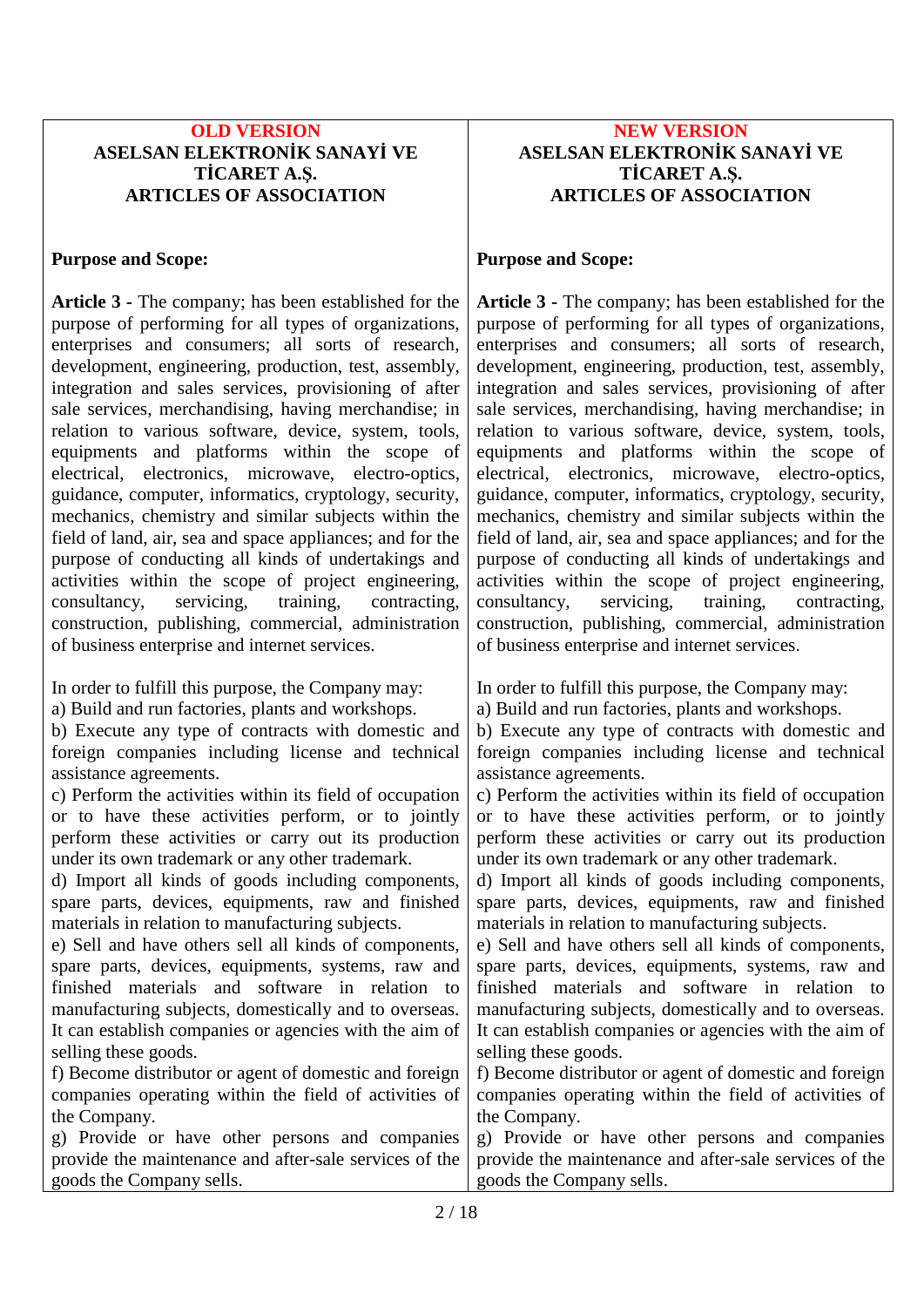| OLD VERSION<br>**ASELSAN ELEKTRONİK SANAYİ VE TİCARET A.Ş.**<br>**ARTICLES OF ASSOCIATION** | NEW VERSION<br>**ASELSAN ELEKTRONİK SANAYİ VE TİCARET A.Ş.**<br>**ARTICLES OF ASSOCIATION** |
|---|---|
| **Purpose and Scope:**<br><br>**Article 3 -** The company; has been established for the purpose of performing for all types of organizations, enterprises and consumers; all sorts of research, development, engineering, production, test, assembly, integration and sales services, provisioning of after sale services, merchandising, having merchandise; in relation to various software, device, system, tools, equipments and platforms within the scope of electrical, electronics, microwave, electro-optics, guidance, computer, informatics, cryptology, security, mechanics, chemistry and similar subjects within the field of land, air, sea and space appliances; and for the purpose of conducting all kinds of undertakings and activities within the scope of project engineering, consultancy, servicing, training, contracting, construction, publishing, commercial, administration of business enterprise and internet services.<br><br>In order to fulfill this purpose, the Company may:<br>a) Build and run factories, plants and workshops.<br>b) Execute any type of contracts with domestic and foreign companies including license and technical assistance agreements.<br>c) Perform the activities within its field of occupation or to have these activities perform, or to jointly perform these activities or carry out its production under its own trademark or any other trademark.<br>d) Import all kinds of goods including components, spare parts, devices, equipments, raw and finished materials in relation to manufacturing subjects.<br>e) Sell and have others sell all kinds of components, spare parts, devices, equipments, systems, raw and finished materials and software in relation to manufacturing subjects, domestically and to overseas. It can establish companies or agencies with the aim of selling these goods.<br>f) Become distributor or agent of domestic and foreign companies operating within the field of activities of the Company.<br>g) Provide or have other persons and companies provide the maintenance and after-sale services of the goods the Company sells. | **Purpose and Scope:**<br><br>**Article 3 -** The company; has been established for the purpose of performing for all types of organizations, enterprises and consumers; all sorts of research, development, engineering, production, test, assembly, integration and sales services, provisioning of after sale services, merchandising, having merchandise; in relation to various software, device, system, tools, equipments and platforms within the scope of electrical, electronics, microwave, electro-optics, guidance, computer, informatics, cryptology, security, mechanics, chemistry and similar subjects within the field of land, air, sea and space appliances; and for the purpose of conducting all kinds of undertakings and activities within the scope of project engineering, consultancy, servicing, training, contracting, construction, publishing, commercial, administration of business enterprise and internet services.<br><br>In order to fulfill this purpose, the Company may:<br>a) Build and run factories, plants and workshops.<br>b) Execute any type of contracts with domestic and foreign companies including license and technical assistance agreements.<br>c) Perform the activities within its field of occupation or to have these activities perform, or to jointly perform these activities or carry out its production under its own trademark or any other trademark.<br>d) Import all kinds of goods including components, spare parts, devices, equipments, raw and finished materials in relation to manufacturing subjects.<br>e) Sell and have others sell all kinds of components, spare parts, devices, equipments, systems, raw and finished materials and software in relation to manufacturing subjects, domestically and to overseas. It can establish companies or agencies with the aim of selling these goods.<br>f) Become distributor or agent of domestic and foreign companies operating within the field of activities of the Company.<br>g) Provide or have other persons and companies provide the maintenance and after-sale services of the goods the Company sells. |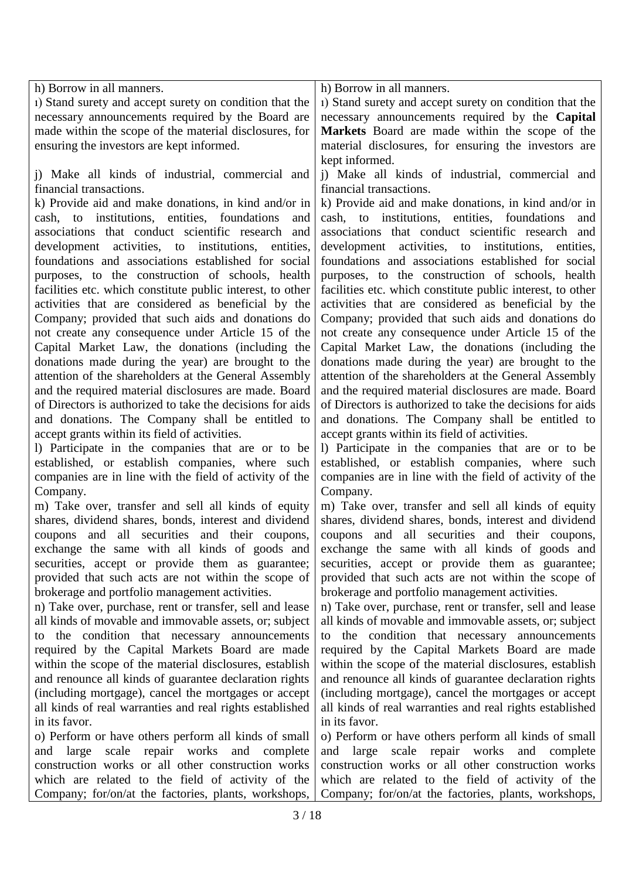| | |
|---|---|
| h) Borrow in all manners.<br>ı) Stand surety and accept surety on condition that the necessary announcements required by the Board are made within the scope of the material disclosures, for ensuring the investors are kept informed.<br><br>j) Make all kinds of industrial, commercial and financial transactions.<br>k) Provide aid and make donations, in kind and/or in cash, to institutions, entities, foundations and associations that conduct scientific research and development activities, to institutions, entities, foundations and associations established for social purposes, to the construction of schools, health facilities etc. which constitute public interest, to other activities that are considered as beneficial by the Company; provided that such aids and donations do not create any consequence under Article 15 of the Capital Market Law, the donations (including the donations made during the year) are brought to the attention of the shareholders at the General Assembly and the required material disclosures are made. Board of Directors is authorized to take the decisions for aids and donations. The Company shall be entitled to accept grants within its field of activities.<br>l) Participate in the companies that are or to be established, or establish companies, where such companies are in line with the field of activity of the Company.<br>m) Take over, transfer and sell all kinds of equity shares, dividend shares, bonds, interest and dividend coupons and all securities and their coupons, exchange the same with all kinds of goods and securities, accept or provide them as guarantee; provided that such acts are not within the scope of brokerage and portfolio management activities.<br>n) Take over, purchase, rent or transfer, sell and lease all kinds of movable and immovable assets, or; subject to the condition that necessary announcements required by the Capital Markets Board are made within the scope of the material disclosures, establish and renounce all kinds of guarantee declaration rights (including mortgage), cancel the mortgages or accept all kinds of real warranties and real rights established in its favor.<br>o) Perform or have others perform all kinds of small and large scale repair works and complete construction works or all other construction works which are related to the field of activity of the Company; for/on/at the factories, plants, workshops, | h) Borrow in all manners.<br>ı) Stand surety and accept surety on condition that the necessary announcements required by the **Capital Markets** Board are made within the scope of the material disclosures, for ensuring the investors are kept informed.<br>j) Make all kinds of industrial, commercial and financial transactions.<br>k) Provide aid and make donations, in kind and/or in cash, to institutions, entities, foundations and associations that conduct scientific research and development activities, to institutions, entities, foundations and associations established for social purposes, to the construction of schools, health facilities etc. which constitute public interest, to other activities that are considered as beneficial by the Company; provided that such aids and donations do not create any consequence under Article 15 of the Capital Market Law, the donations (including the donations made during the year) are brought to the attention of the shareholders at the General Assembly and the required material disclosures are made. Board of Directors is authorized to take the decisions for aids and donations. The Company shall be entitled to accept grants within its field of activities.<br>l) Participate in the companies that are or to be established, or establish companies, where such companies are in line with the field of activity of the Company.<br>m) Take over, transfer and sell all kinds of equity shares, dividend shares, bonds, interest and dividend coupons and all securities and their coupons, exchange the same with all kinds of goods and securities, accept or provide them as guarantee; provided that such acts are not within the scope of brokerage and portfolio management activities.<br>n) Take over, purchase, rent or transfer, sell and lease all kinds of movable and immovable assets, or; subject to the condition that necessary announcements required by the Capital Markets Board are made within the scope of the material disclosures, establish and renounce all kinds of guarantee declaration rights (including mortgage), cancel the mortgages or accept all kinds of real warranties and real rights established in its favor.<br>o) Perform or have others perform all kinds of small and large scale repair works and complete construction works or all other construction works which are related to the field of activity of the Company; for/on/at the factories, plants, workshops, |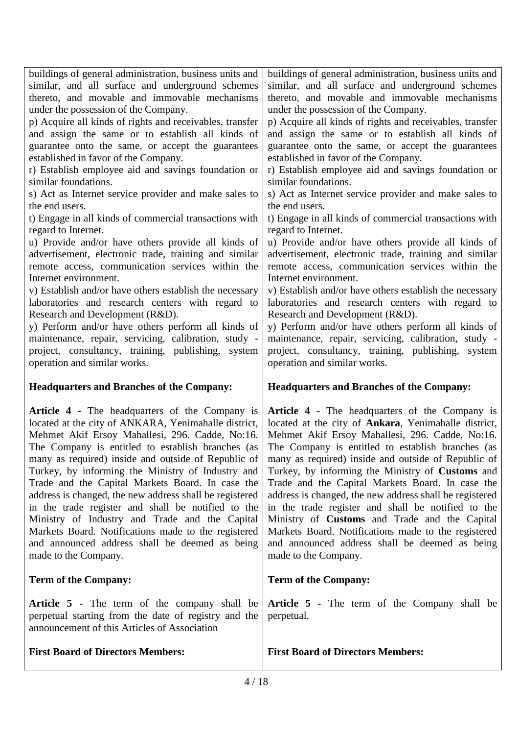| | |
|---|---|
| buildings of general administration, business units and similar, and all surface and underground schemes thereto, and movable and immovable mechanisms under the possession of the Company.<br>p) Acquire all kinds of rights and receivables, transfer and assign the same or to establish all kinds of guarantee onto the same, or accept the guarantees established in favor of the Company.<br>r) Establish employee aid and savings foundation or similar foundations.<br>s) Act as Internet service provider and make sales to the end users.<br>t) Engage in all kinds of commercial transactions with regard to Internet.<br>u) Provide and/or have others provide all kinds of advertisement, electronic trade, training and similar remote access, communication services within the Internet environment.<br>v) Establish and/or have others establish the necessary laboratories and research centers with regard to Research and Development (R&D).<br>y) Perform and/or have others perform all kinds of maintenance, repair, servicing, calibration, study - project, consultancy, training, publishing, system operation and similar works. | buildings of general administration, business units and similar, and all surface and underground schemes thereto, and movable and immovable mechanisms under the possession of the Company.<br>p) Acquire all kinds of rights and receivables, transfer and assign the same or to establish all kinds of guarantee onto the same, or accept the guarantees established in favor of the Company.<br>r) Establish employee aid and savings foundation or similar foundations.<br>s) Act as Internet service provider and make sales to the end users.<br>t) Engage in all kinds of commercial transactions with regard to Internet.<br>u) Provide and/or have others provide all kinds of advertisement, electronic trade, training and similar remote access, communication services within the Internet environment.<br>v) Establish and/or have others establish the necessary laboratories and research centers with regard to Research and Development (R&D).<br>y) Perform and/or have others perform all kinds of maintenance, repair, servicing, calibration, study - project, consultancy, training, publishing, system operation and similar works. |
| **Headquarters and Branches of the Company:** | **Headquarters and Branches of the Company:** |
| **Article 4 -** The headquarters of the Company is located at the city of ANKARA, Yenimahalle district, Mehmet Akif Ersoy Mahallesi, 296. Cadde, No:16. The Company is entitled to establish branches (as many as required) inside and outside of Republic of Turkey, by informing the Ministry of Industry and Trade and the Capital Markets Board. In case the address is changed, the new address shall be registered in the trade register and shall be notified to the Ministry of Industry and Trade and the Capital Markets Board. Notifications made to the registered and announced address shall be deemed as being made to the Company. | **Article 4 -** The headquarters of the Company is located at the city of **Ankara**, Yenimahalle district, Mehmet Akif Ersoy Mahallesi, 296. Cadde, No:16. The Company is entitled to establish branches (as many as required) inside and outside of Republic of Turkey, by informing the Ministry of **Customs** and Trade and the Capital Markets Board. In case the address is changed, the new address shall be registered in the trade register and shall be notified to the Ministry of **Customs** and Trade and the Capital Markets Board. Notifications made to the registered and announced address shall be deemed as being made to the Company. |
| **Term of the Company:** | **Term of the Company:** |
| **Article 5 -** The term of the company shall be perpetual starting from the date of registry and the announcement of this Articles of Association | **Article 5 -** The term of the Company shall be perpetual. |
| **First Board of Directors Members:** | **First Board of Directors Members:** |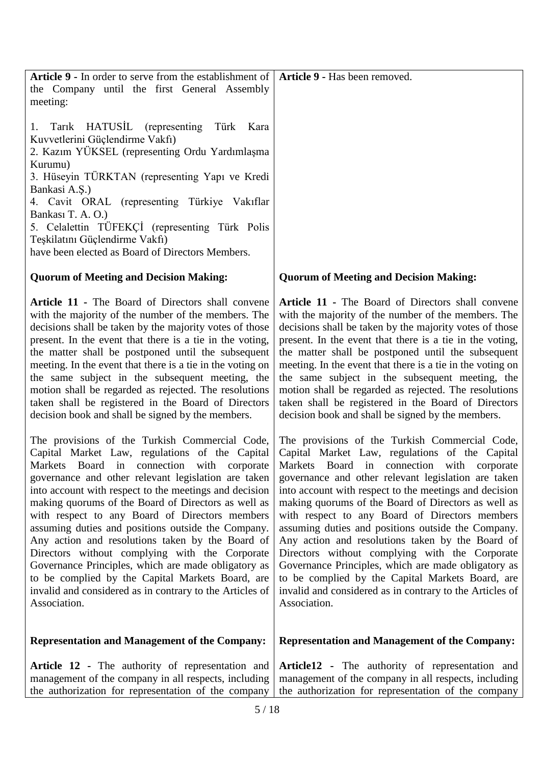| | |
|---|---|
| **Article 9 -** In order to serve from the establishment of the Company until the first General Assembly meeting:<br><br>1. Tarık HATUSİL (representing Türk Kara Kuvvetlerini Güçlendirme Vakfı)<br>2. Kazım YÜKSEL (representing Ordu Yardımlaşma Kurumu)<br>3. Hüseyin TÜRKTAN (representing Yapı ve Kredi Bankasi A.Ş.)<br>4. Cavit ORAL (representing Türkiye Vakıflar Bankası T. A. O.)<br>5. Celalettin TÜFEKÇİ (representing Türk Polis Teşkilatını Güçlendirme Vakfı)<br>have been elected as Board of Directors Members. | **Article 9 -** Has been removed. |
| **Quorum of Meeting and Decision Making:** | **Quorum of Meeting and Decision Making:** |
| **Article 11 -** The Board of Directors shall convene with the majority of the number of the members. The decisions shall be taken by the majority votes of those present. In the event that there is a tie in the voting, the matter shall be postponed until the subsequent meeting. In the event that there is a tie in the voting on the same subject in the subsequent meeting, the motion shall be regarded as rejected. The resolutions taken shall be registered in the Board of Directors decision book and shall be signed by the members.<br><br>The provisions of the Turkish Commercial Code, Capital Market Law, regulations of the Capital Markets Board in connection with corporate governance and other relevant legislation are taken into account with respect to the meetings and decision making quorums of the Board of Directors as well as with respect to any Board of Directors members assuming duties and positions outside the Company. Any action and resolutions taken by the Board of Directors without complying with the Corporate Governance Principles, which are made obligatory as to be complied by the Capital Markets Board, are invalid and considered as in contrary to the Articles of Association. | **Article 11 -** The Board of Directors shall convene with the majority of the number of the members. The decisions shall be taken by the majority votes of those present. In the event that there is a tie in the voting, the matter shall be postponed until the subsequent meeting. In the event that there is a tie in the voting on the same subject in the subsequent meeting, the motion shall be regarded as rejected. The resolutions taken shall be registered in the Board of Directors decision book and shall be signed by the members.<br><br>The provisions of the Turkish Commercial Code, Capital Market Law, regulations of the Capital Markets Board in connection with corporate governance and other relevant legislation are taken into account with respect to the meetings and decision making quorums of the Board of Directors as well as with respect to any Board of Directors members assuming duties and positions outside the Company. Any action and resolutions taken by the Board of Directors without complying with the Corporate Governance Principles, which are made obligatory as to be complied by the Capital Markets Board, are invalid and considered as in contrary to the Articles of Association. |
| **Representation and Management of the Company:** | **Representation and Management of the Company:** |
| **Article 12 -** The authority of representation and management of the company in all respects, including the authorization for representation of the company | **Article12 -** The authority of representation and management of the company in all respects, including the authorization for representation of the company |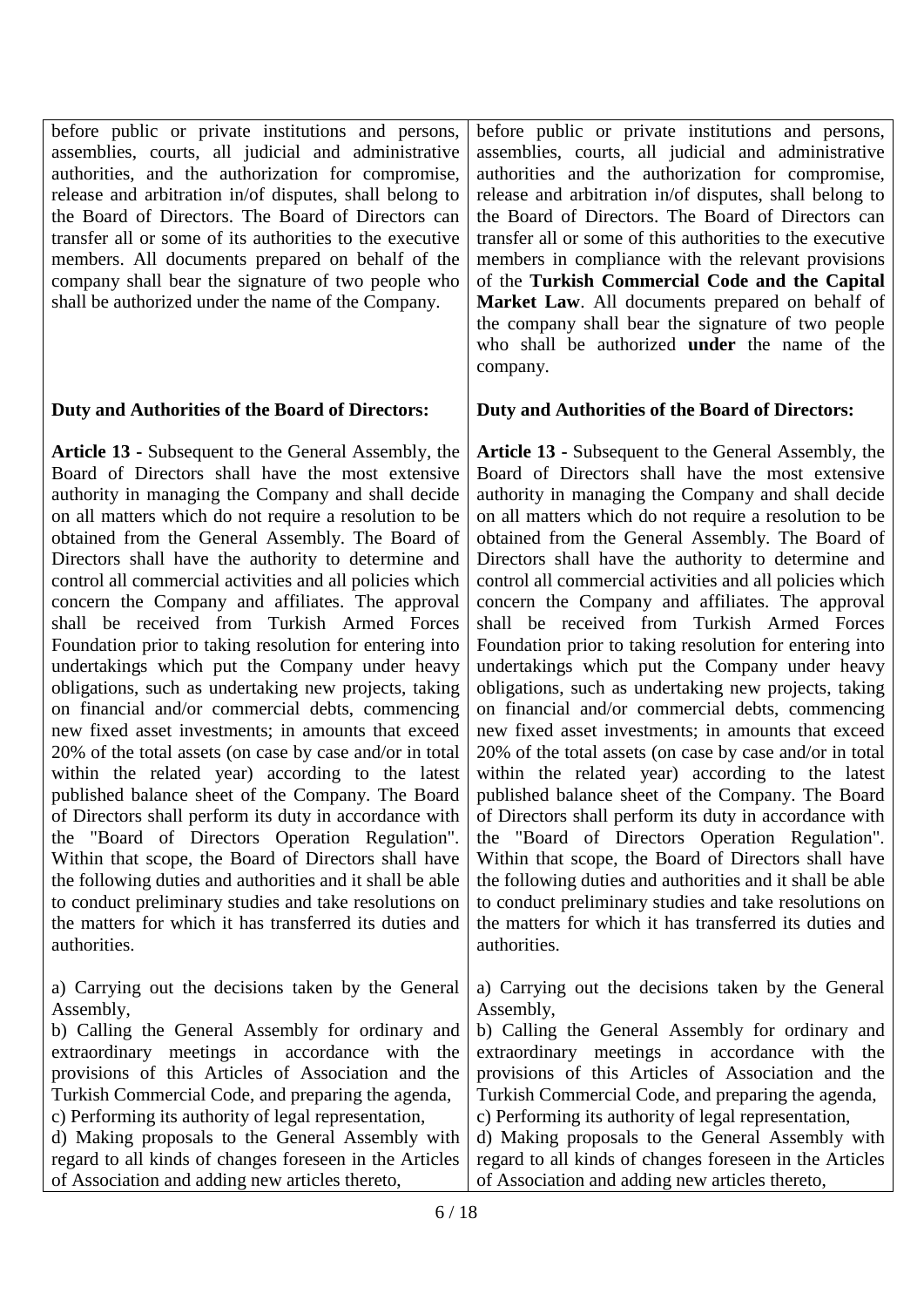| | |
|---|---|
| before public or private institutions and persons, assemblies, courts, all judicial and administrative authorities, and the authorization for compromise, release and arbitration in/of disputes, shall belong to the Board of Directors. The Board of Directors can transfer all or some of its authorities to the executive members. All documents prepared on behalf of the company shall bear the signature of two people who shall be authorized under the name of the Company. | before public or private institutions and persons, assemblies, courts, all judicial and administrative authorities and the authorization for compromise, release and arbitration in/of disputes, shall belong to the Board of Directors. The Board of Directors can transfer all or some of this authorities to the executive members in compliance with the relevant provisions of the **Turkish Commercial Code and the Capital Market Law**. All documents prepared on behalf of the company shall bear the signature of two people who shall be authorized **under** the name of the company. |
| **Duty and Authorities of the Board of Directors:** | **Duty and Authorities of the Board of Directors:** |
| **Article 13 -** Subsequent to the General Assembly, the Board of Directors shall have the most extensive authority in managing the Company and shall decide on all matters which do not require a resolution to be obtained from the General Assembly. The Board of Directors shall have the authority to determine and control all commercial activities and all policies which concern the Company and affiliates. The approval shall be received from Turkish Armed Forces Foundation prior to taking resolution for entering into undertakings which put the Company under heavy obligations, such as undertaking new projects, taking on financial and/or commercial debts, commencing new fixed asset investments; in amounts that exceed 20% of the total assets (on case by case and/or in total within the related year) according to the latest published balance sheet of the Company. The Board of Directors shall perform its duty in accordance with the "Board of Directors Operation Regulation". Within that scope, the Board of Directors shall have the following duties and authorities and it shall be able to conduct preliminary studies and take resolutions on the matters for which it has transferred its duties and authorities. | **Article 13 -** Subsequent to the General Assembly, the Board of Directors shall have the most extensive authority in managing the Company and shall decide on all matters which do not require a resolution to be obtained from the General Assembly. The Board of Directors shall have the authority to determine and control all commercial activities and all policies which concern the Company and affiliates. The approval shall be received from Turkish Armed Forces Foundation prior to taking resolution for entering into undertakings which put the Company under heavy obligations, such as undertaking new projects, taking on financial and/or commercial debts, commencing new fixed asset investments; in amounts that exceed 20% of the total assets (on case by case and/or in total within the related year) according to the latest published balance sheet of the Company. The Board of Directors shall perform its duty in accordance with the "Board of Directors Operation Regulation". Within that scope, the Board of Directors shall have the following duties and authorities and it shall be able to conduct preliminary studies and take resolutions on the matters for which it has transferred its duties and authorities. |
| a) Carrying out the decisions taken by the General Assembly,<br>b) Calling the General Assembly for ordinary and extraordinary meetings in accordance with the provisions of this Articles of Association and the Turkish Commercial Code, and preparing the agenda,<br>c) Performing its authority of legal representation,<br>d) Making proposals to the General Assembly with regard to all kinds of changes foreseen in the Articles of Association and adding new articles thereto, | a) Carrying out the decisions taken by the General Assembly,<br>b) Calling the General Assembly for ordinary and extraordinary meetings in accordance with the provisions of this Articles of Association and the Turkish Commercial Code, and preparing the agenda,<br>c) Performing its authority of legal representation,<br>d) Making proposals to the General Assembly with regard to all kinds of changes foreseen in the Articles of Association and adding new articles thereto, |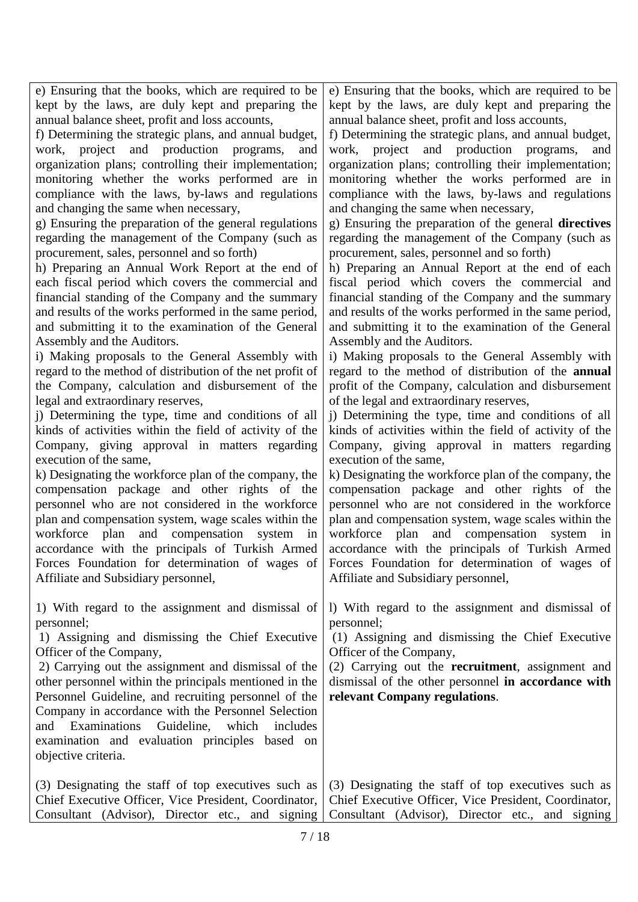| | |
|---|---|
| e) Ensuring that the books, which are required to be kept by the laws, are duly kept and preparing the annual balance sheet, profit and loss accounts, | e) Ensuring that the books, which are required to be kept by the laws, are duly kept and preparing the annual balance sheet, profit and loss accounts, |
| f) Determining the strategic plans, and annual budget, work, project and production programs, and organization plans; controlling their implementation; monitoring whether the works performed are in compliance with the laws, by-laws and regulations and changing the same when necessary, | f) Determining the strategic plans, and annual budget, work, project and production programs, and organization plans; controlling their implementation; monitoring whether the works performed are in compliance with the laws, by-laws and regulations and changing the same when necessary, |
| g) Ensuring the preparation of the general regulations regarding the management of the Company (such as procurement, sales, personnel and so forth) | g) Ensuring the preparation of the general **directives** regarding the management of the Company (such as procurement, sales, personnel and so forth) |
| h) Preparing an Annual Work Report at the end of each fiscal period which covers the commercial and financial standing of the Company and the summary and results of the works performed in the same period, and submitting it to the examination of the General Assembly and the Auditors. | h) Preparing an Annual Report at the end of each fiscal period which covers the commercial and financial standing of the Company and the summary and results of the works performed in the same period, and submitting it to the examination of the General Assembly and the Auditors. |
| i) Making proposals to the General Assembly with regard to the method of distribution of the net profit of the Company, calculation and disbursement of the legal and extraordinary reserves, | i) Making proposals to the General Assembly with regard to the method of distribution of the **annual** profit of the Company, calculation and disbursement of the legal and extraordinary reserves, |
| j) Determining the type, time and conditions of all kinds of activities within the field of activity of the Company, giving approval in matters regarding execution of the same, | j) Determining the type, time and conditions of all kinds of activities within the field of activity of the Company, giving approval in matters regarding execution of the same, |
| k) Designating the workforce plan of the company, the compensation package and other rights of the personnel who are not considered in the workforce plan and compensation system, wage scales within the workforce plan and compensation system in accordance with the principals of Turkish Armed Forces Foundation for determination of wages of Affiliate and Subsidiary personnel, | k) Designating the workforce plan of the company, the compensation package and other rights of the personnel who are not considered in the workforce plan and compensation system, wage scales within the workforce plan and compensation system in accordance with the principals of Turkish Armed Forces Foundation for determination of wages of Affiliate and Subsidiary personnel, |
| 1) With regard to the assignment and dismissal of personnel;<br>1) Assigning and dismissing the Chief Executive Officer of the Company,<br>2) Carrying out the assignment and dismissal of the other personnel within the principals mentioned in the Personnel Guideline, and recruiting personnel of the Company in accordance with the Personnel Selection and Examinations Guideline, which includes examination and evaluation principles based on objective criteria. | l) With regard to the assignment and dismissal of personnel;<br>(1) Assigning and dismissing the Chief Executive Officer of the Company,<br>(2) Carrying out the **recruitment**, assignment and dismissal of the other personnel **in accordance with relevant Company regulations**. |
| (3) Designating the staff of top executives such as Chief Executive Officer, Vice President, Coordinator, Consultant (Advisor), Director etc., and signing | (3) Designating the staff of top executives such as Chief Executive Officer, Vice President, Coordinator, Consultant (Advisor), Director etc., and signing |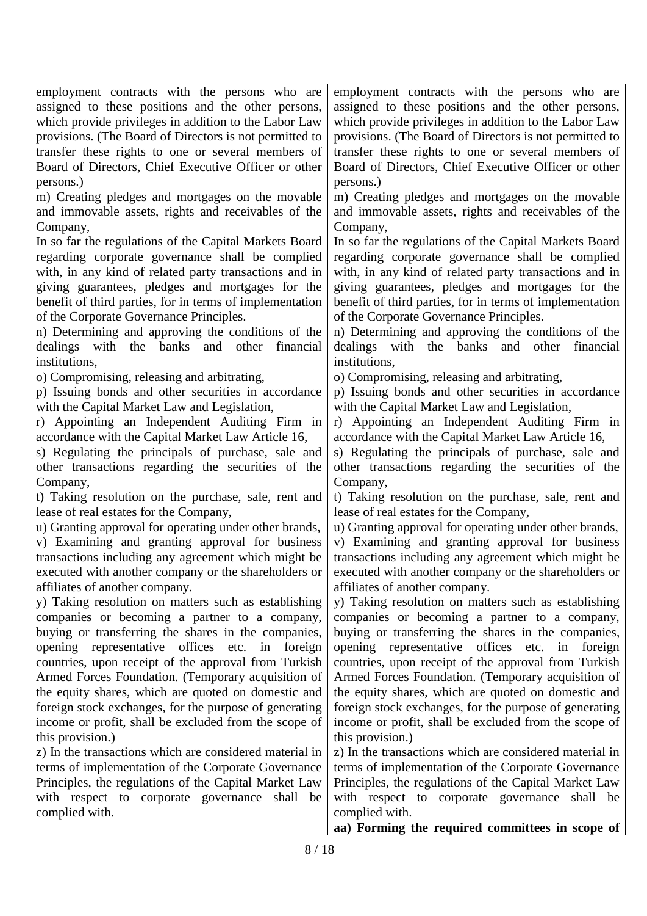| | |
|---|---|
| employment contracts with the persons who are assigned to these positions and the other persons, which provide privileges in addition to the Labor Law provisions. (The Board of Directors is not permitted to transfer these rights to one or several members of Board of Directors, Chief Executive Officer or other persons.)<br>m) Creating pledges and mortgages on the movable and immovable assets, rights and receivables of the Company,<br>In so far the regulations of the Capital Markets Board regarding corporate governance shall be complied with, in any kind of related party transactions and in giving guarantees, pledges and mortgages for the benefit of third parties, for in terms of implementation of the Corporate Governance Principles.<br>n) Determining and approving the conditions of the dealings with the banks and other financial institutions,<br>o) Compromising, releasing and arbitrating,<br>p) Issuing bonds and other securities in accordance with the Capital Market Law and Legislation,<br>r) Appointing an Independent Auditing Firm in accordance with the Capital Market Law Article 16,<br>s) Regulating the principals of purchase, sale and other transactions regarding the securities of the Company,<br>t) Taking resolution on the purchase, sale, rent and lease of real estates for the Company,<br>u) Granting approval for operating under other brands,<br>v) Examining and granting approval for business transactions including any agreement which might be executed with another company or the shareholders or affiliates of another company.<br>y) Taking resolution on matters such as establishing companies or becoming a partner to a company, buying or transferring the shares in the companies, opening representative offices etc. in foreign countries, upon receipt of the approval from Turkish Armed Forces Foundation. (Temporary acquisition of the equity shares, which are quoted on domestic and foreign stock exchanges, for the purpose of generating income or profit, shall be excluded from the scope of this provision.)<br>z) In the transactions which are considered material in terms of implementation of the Corporate Governance Principles, the regulations of the Capital Market Law with respect to corporate governance shall be complied with. | employment contracts with the persons who are assigned to these positions and the other persons, which provide privileges in addition to the Labor Law provisions. (The Board of Directors is not permitted to transfer these rights to one or several members of Board of Directors, Chief Executive Officer or other persons.)<br>m) Creating pledges and mortgages on the movable and immovable assets, rights and receivables of the Company,<br>In so far the regulations of the Capital Markets Board regarding corporate governance shall be complied with, in any kind of related party transactions and in giving guarantees, pledges and mortgages for the benefit of third parties, for in terms of implementation of the Corporate Governance Principles.<br>n) Determining and approving the conditions of the dealings with the banks and other financial institutions,<br>o) Compromising, releasing and arbitrating,<br>p) Issuing bonds and other securities in accordance with the Capital Market Law and Legislation,<br>r) Appointing an Independent Auditing Firm in accordance with the Capital Market Law Article 16,<br>s) Regulating the principals of purchase, sale and other transactions regarding the securities of the Company,<br>t) Taking resolution on the purchase, sale, rent and lease of real estates for the Company,<br>u) Granting approval for operating under other brands,<br>v) Examining and granting approval for business transactions including any agreement which might be executed with another company or the shareholders or affiliates of another company.<br>y) Taking resolution on matters such as establishing companies or becoming a partner to a company, buying or transferring the shares in the companies, opening representative offices etc. in foreign countries, upon receipt of the approval from Turkish Armed Forces Foundation. (Temporary acquisition of the equity shares, which are quoted on domestic and foreign stock exchanges, for the purpose of generating income or profit, shall be excluded from the scope of this provision.)<br>z) In the transactions which are considered material in terms of implementation of the Corporate Governance Principles, the regulations of the Capital Market Law with respect to corporate governance shall be complied with.<br>**aa) Forming the required committees in scope of** |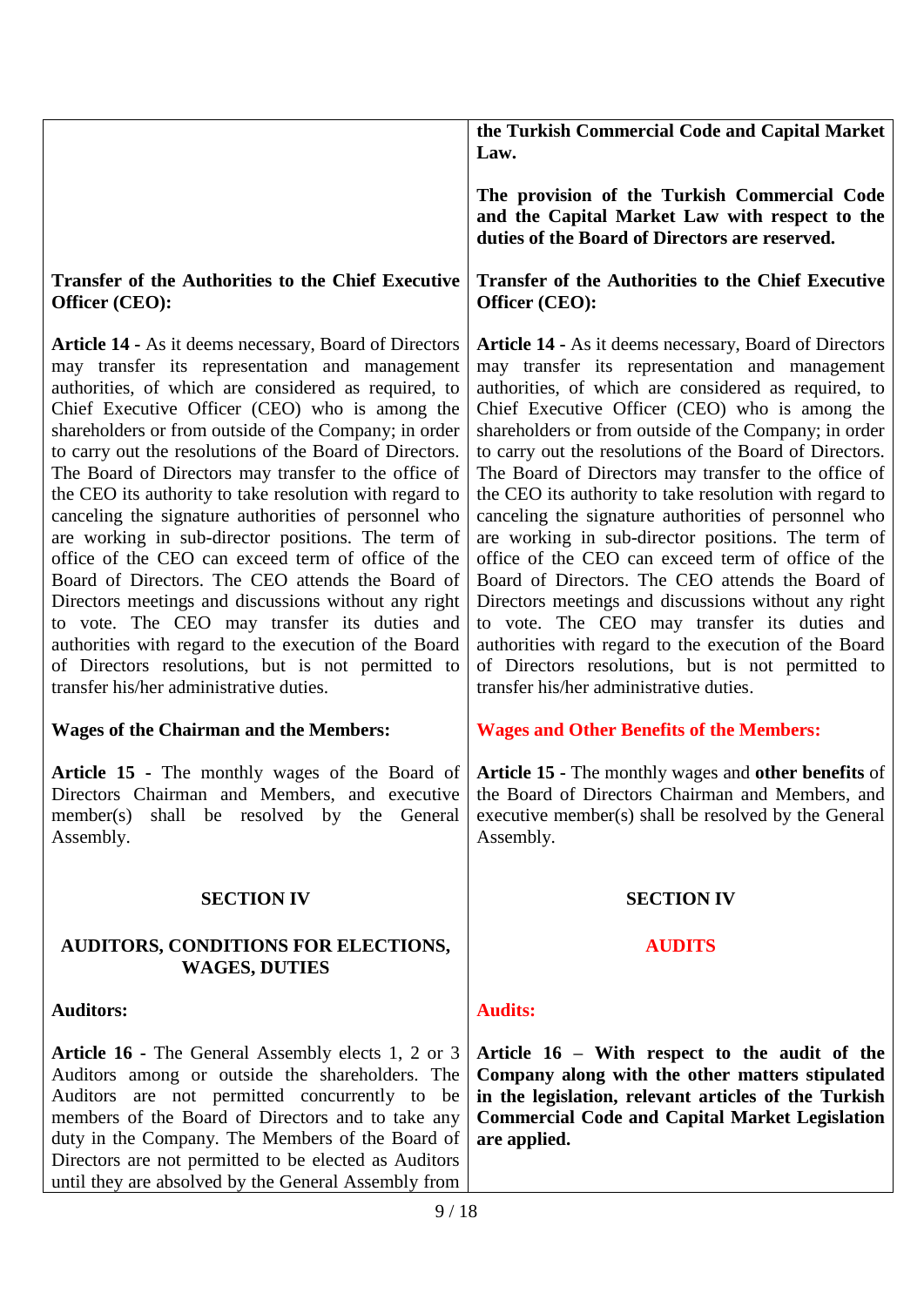| | |
|---|---|
| | **the Turkish Commercial Code and Capital Market Law.**<br><br>**The provision of the Turkish Commercial Code and the Capital Market Law with respect to the duties of the Board of Directors are reserved.** |
| **Transfer of the Authorities to the Chief Executive Officer (CEO):** | **Transfer of the Authorities to the Chief Executive Officer (CEO):** |
| **Article 14 -** As it deems necessary, Board of Directors may transfer its representation and management authorities, of which are considered as required, to Chief Executive Officer (CEO) who is among the shareholders or from outside of the Company; in order to carry out the resolutions of the Board of Directors. The Board of Directors may transfer to the office of the CEO its authority to take resolution with regard to canceling the signature authorities of personnel who are working in sub-director positions. The term of office of the CEO can exceed term of office of the Board of Directors. The CEO attends the Board of Directors meetings and discussions without any right to vote. The CEO may transfer its duties and authorities with regard to the execution of the Board of Directors resolutions, but is not permitted to transfer his/her administrative duties. | **Article 14 -** As it deems necessary, Board of Directors may transfer its representation and management authorities, of which are considered as required, to Chief Executive Officer (CEO) who is among the shareholders or from outside of the Company; in order to carry out the resolutions of the Board of Directors. The Board of Directors may transfer to the office of the CEO its authority to take resolution with regard to canceling the signature authorities of personnel who are working in sub-director positions. The term of office of the CEO can exceed term of office of the Board of Directors. The CEO attends the Board of Directors meetings and discussions without any right to vote. The CEO may transfer its duties and authorities with regard to the execution of the Board of Directors resolutions, but is not permitted to transfer his/her administrative duties. |
| **Wages of the Chairman and the Members:** | **Wages and Other Benefits of the Members:** |
| **Article 15 -** The monthly wages of the Board of Directors Chairman and Members, and executive member(s) shall be resolved by the General Assembly. | **Article 15 -** The monthly wages and **other benefits** of the Board of Directors Chairman and Members, and executive member(s) shall be resolved by the General Assembly. |
| **SECTION IV** | **SECTION IV** |
| **AUDITORS, CONDITIONS FOR ELECTIONS, WAGES, DUTIES** | **AUDITS** |
| **Auditors:** | **Audits:** |
| **Article 16 -** The General Assembly elects 1, 2 or 3 Auditors among or outside the shareholders. The Auditors are not permitted concurrently to be members of the Board of Directors and to take any duty in the Company. The Members of the Board of Directors are not permitted to be elected as Auditors until they are absolved by the General Assembly from | **Article 16 – With respect to the audit of the Company along with the other matters stipulated in the legislation, relevant articles of the Turkish Commercial Code and Capital Market Legislation are applied.** |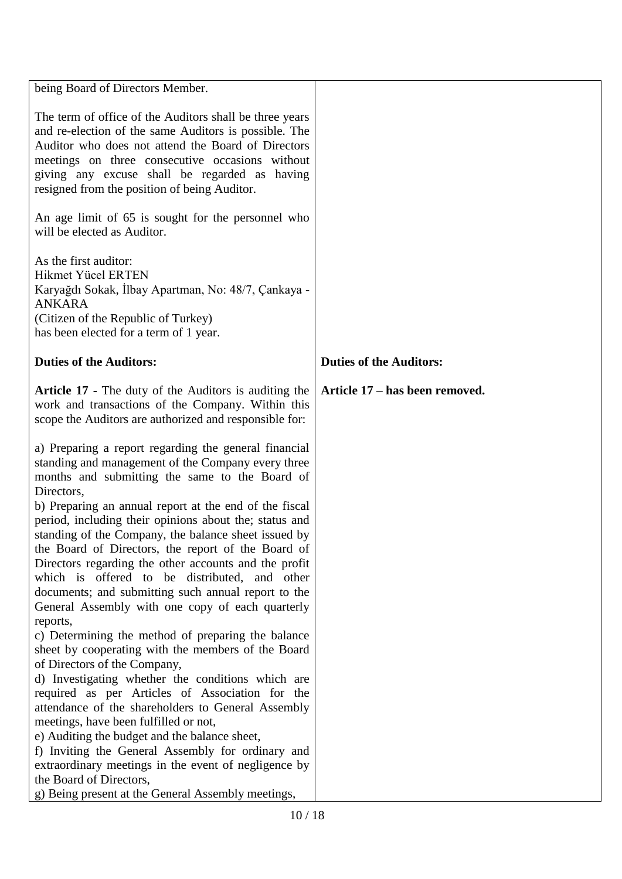| | |
|---|---|
| being Board of Directors Member.<br><br>The term of office of the Auditors shall be three years and re-election of the same Auditors is possible. The Auditor who does not attend the Board of Directors meetings on three consecutive occasions without giving any excuse shall be regarded as having resigned from the position of being Auditor.<br><br>An age limit of 65 is sought for the personnel who will be elected as Auditor.<br><br>As the first auditor:<br>Hikmet Yücel ERTEN<br>Karyağdı Sokak, İlbay Apartman, No: 48/7, Çankaya - ANKARA<br>(Citizen of the Republic of Turkey)<br>has been elected for a term of 1 year. | |
| **Duties of the Auditors:**<br><br>**Article 17 -** The duty of the Auditors is auditing the work and transactions of the Company. Within this scope the Auditors are authorized and responsible for:<br><br>a) Preparing a report regarding the general financial standing and management of the Company every three months and submitting the same to the Board of Directors,<br>b) Preparing an annual report at the end of the fiscal period, including their opinions about the; status and standing of the Company, the balance sheet issued by the Board of Directors, the report of the Board of Directors regarding the other accounts and the profit which is offered to be distributed, and other documents; and submitting such annual report to the General Assembly with one copy of each quarterly reports,<br>c) Determining the method of preparing the balance sheet by cooperating with the members of the Board of Directors of the Company,<br>d) Investigating whether the conditions which are required as per Articles of Association for the attendance of the shareholders to General Assembly meetings, have been fulfilled or not,<br>e) Auditing the budget and the balance sheet,<br>f) Inviting the General Assembly for ordinary and extraordinary meetings in the event of negligence by the Board of Directors,<br>g) Being present at the General Assembly meetings, | **Duties of the Auditors:**<br><br>**Article 17 – has been removed.** |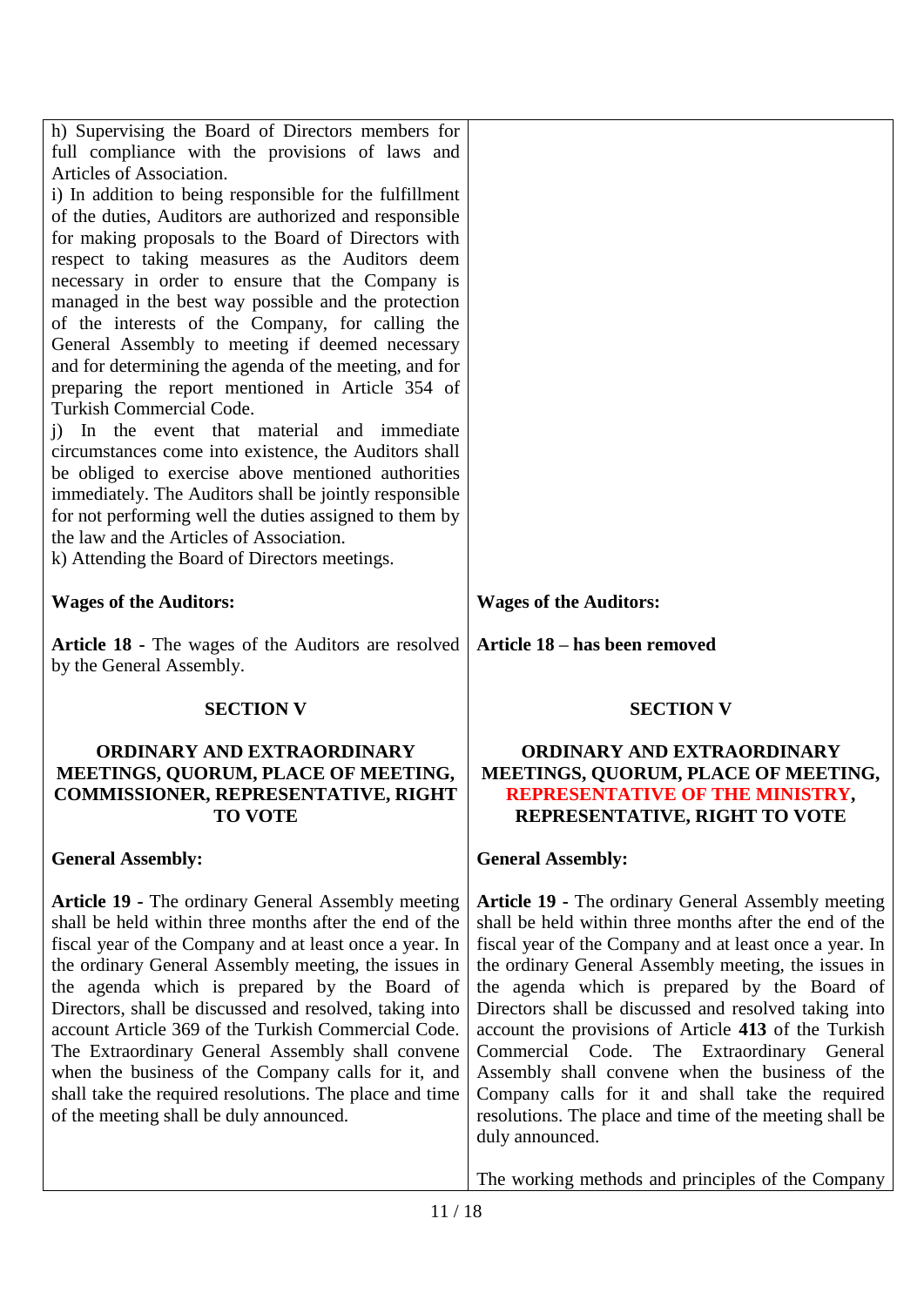| | |
|---|---|
| h) Supervising the Board of Directors members for full compliance with the provisions of laws and Articles of Association.<br>i) In addition to being responsible for the fulfillment of the duties, Auditors are authorized and responsible for making proposals to the Board of Directors with respect to taking measures as the Auditors deem necessary in order to ensure that the Company is managed in the best way possible and the protection of the interests of the Company, for calling the General Assembly to meeting if deemed necessary and for determining the agenda of the meeting, and for preparing the report mentioned in Article 354 of Turkish Commercial Code.<br>j) In the event that material and immediate circumstances come into existence, the Auditors shall be obliged to exercise above mentioned authorities immediately. The Auditors shall be jointly responsible for not performing well the duties assigned to them by the law and the Articles of Association.<br>k) Attending the Board of Directors meetings. | |
| **Wages of the Auditors:** | **Wages of the Auditors:** |
| **Article 18 -** The wages of the Auditors are resolved by the General Assembly. | **Article 18 – has been removed** |
| **SECTION V** | **SECTION V** |
| **ORDINARY AND EXTRAORDINARY MEETINGS, QUORUM, PLACE OF MEETING, COMMISSIONER, REPRESENTATIVE, RIGHT TO VOTE** | **ORDINARY AND EXTRAORDINARY MEETINGS, QUORUM, PLACE OF MEETING, REPRESENTATIVE OF THE MINISTRY, REPRESENTATIVE, RIGHT TO VOTE** |
| **General Assembly:** | **General Assembly:** |
| **Article 19 -** The ordinary General Assembly meeting shall be held within three months after the end of the fiscal year of the Company and at least once a year. In the ordinary General Assembly meeting, the issues in the agenda which is prepared by the Board of Directors, shall be discussed and resolved, taking into account Article 369 of the Turkish Commercial Code. The Extraordinary General Assembly shall convene when the business of the Company calls for it, and shall take the required resolutions. The place and time of the meeting shall be duly announced. | **Article 19 -** The ordinary General Assembly meeting shall be held within three months after the end of the fiscal year of the Company and at least once a year. In the ordinary General Assembly meeting, the issues in the agenda which is prepared by the Board of Directors shall be discussed and resolved taking into account the provisions of Article **413** of the Turkish Commercial Code. The Extraordinary General Assembly shall convene when the business of the Company calls for it and shall take the required resolutions. The place and time of the meeting shall be duly announced.<br><br>The working methods and principles of the Company |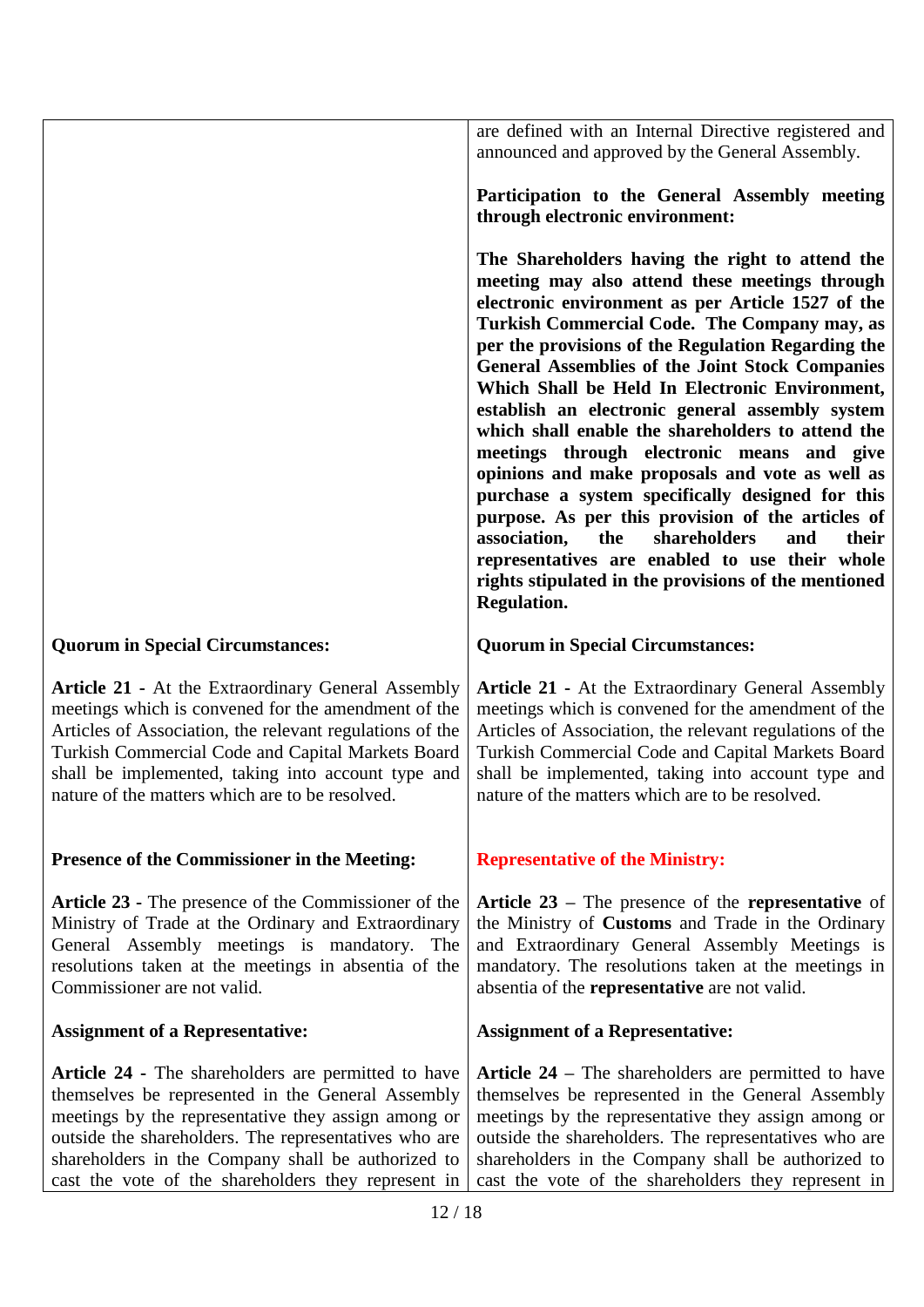| | |
|---|---|
| | are defined with an Internal Directive registered and announced and approved by the General Assembly.<br><br>**Participation to the General Assembly meeting through electronic environment:**<br><br>**The Shareholders having the right to attend the meeting may also attend these meetings through electronic environment as per Article 1527 of the Turkish Commercial Code. The Company may, as per the provisions of the Regulation Regarding the General Assemblies of the Joint Stock Companies Which Shall be Held In Electronic Environment, establish an electronic general assembly system which shall enable the shareholders to attend the meetings through electronic means and give opinions and make proposals and vote as well as purchase a system specifically designed for this purpose. As per this provision of the articles of association, the shareholders and their representatives are enabled to use their whole rights stipulated in the provisions of the mentioned Regulation.** |
| **Quorum in Special Circumstances:** | **Quorum in Special Circumstances:** |
| **Article 21 -** At the Extraordinary General Assembly meetings which is convened for the amendment of the Articles of Association, the relevant regulations of the Turkish Commercial Code and Capital Markets Board shall be implemented, taking into account type and nature of the matters which are to be resolved. | **Article 21 -** At the Extraordinary General Assembly meetings which is convened for the amendment of the Articles of Association, the relevant regulations of the Turkish Commercial Code and Capital Markets Board shall be implemented, taking into account type and nature of the matters which are to be resolved. |
| **Presence of the Commissioner in the Meeting:** | **Representative of the Ministry:** |
| **Article 23 -** The presence of the Commissioner of the Ministry of Trade at the Ordinary and Extraordinary General Assembly meetings is mandatory. The resolutions taken at the meetings in absentia of the Commissioner are not valid. | **Article 23** – The presence of the **representative** of the Ministry of **Customs** and Trade in the Ordinary and Extraordinary General Assembly Meetings is mandatory. The resolutions taken at the meetings in absentia of the **representative** are not valid. |
| **Assignment of a Representative:** | **Assignment of a Representative:** |
| **Article 24 -** The shareholders are permitted to have themselves be represented in the General Assembly meetings by the representative they assign among or outside the shareholders. The representatives who are shareholders in the Company shall be authorized to cast the vote of the shareholders they represent in | **Article 24** – The shareholders are permitted to have themselves be represented in the General Assembly meetings by the representative they assign among or outside the shareholders. The representatives who are shareholders in the Company shall be authorized to cast the vote of the shareholders they represent in |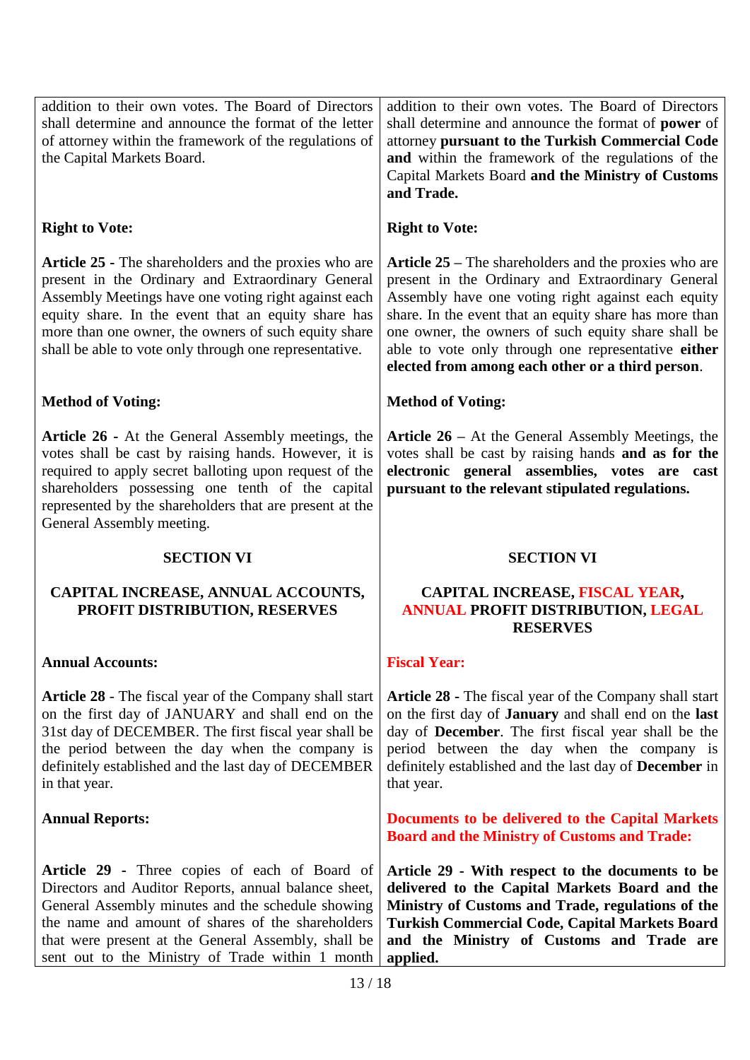| | |
|---|---|
| addition to their own votes. The Board of Directors shall determine and announce the format of the letter of attorney within the framework of the regulations of the Capital Markets Board. | addition to their own votes. The Board of Directors shall determine and announce the format of **power** of attorney **pursuant to the Turkish Commercial Code and** within the framework of the regulations of the Capital Markets Board **and the Ministry of Customs and Trade.** |
| **Right to Vote:** | **Right to Vote:** |
| **Article 25 -** The shareholders and the proxies who are present in the Ordinary and Extraordinary General Assembly Meetings have one voting right against each equity share. In the event that an equity share has more than one owner, the owners of such equity share shall be able to vote only through one representative. | **Article 25 –** The shareholders and the proxies who are present in the Ordinary and Extraordinary General Assembly have one voting right against each equity share. In the event that an equity share has more than one owner, the owners of such equity share shall be able to vote only through one representative **either elected from among each other or a third person**. |
| **Method of Voting:** | **Method of Voting:** |
| **Article 26 -** At the General Assembly meetings, the votes shall be cast by raising hands. However, it is required to apply secret balloting upon request of the shareholders possessing one tenth of the capital represented by the shareholders that are present at the General Assembly meeting. | **Article 26 –** At the General Assembly Meetings, the votes shall be cast by raising hands **and as for the electronic general assemblies, votes are cast pursuant to the relevant stipulated regulations.** |
| **SECTION VI** | **SECTION VI** |
| **CAPITAL INCREASE, ANNUAL ACCOUNTS, PROFIT DISTRIBUTION, RESERVES** | **CAPITAL INCREASE, FISCAL YEAR, ANNUAL PROFIT DISTRIBUTION, LEGAL RESERVES** |
| **Annual Accounts:** | **Fiscal Year:** |
| **Article 28 -** The fiscal year of the Company shall start on the first day of JANUARY and shall end on the 31st day of DECEMBER. The first fiscal year shall be the period between the day when the company is definitely established and the last day of DECEMBER in that year. | **Article 28 -** The fiscal year of the Company shall start on the first day of **January** and shall end on the **last** day of **December**. The first fiscal year shall be the period between the day when the company is definitely established and the last day of **December** in that year. |
| **Annual Reports:** | **Documents to be delivered to the Capital Markets Board and the Ministry of Customs and Trade:** |
| **Article 29 -** Three copies of each of Board of Directors and Auditor Reports, annual balance sheet, General Assembly minutes and the schedule showing the name and amount of shares of the shareholders that were present at the General Assembly, shall be sent out to the Ministry of Trade within 1 month | **Article 29 - With respect to the documents to be delivered to the Capital Markets Board and the Ministry of Customs and Trade, regulations of the Turkish Commercial Code, Capital Markets Board and the Ministry of Customs and Trade are applied.** |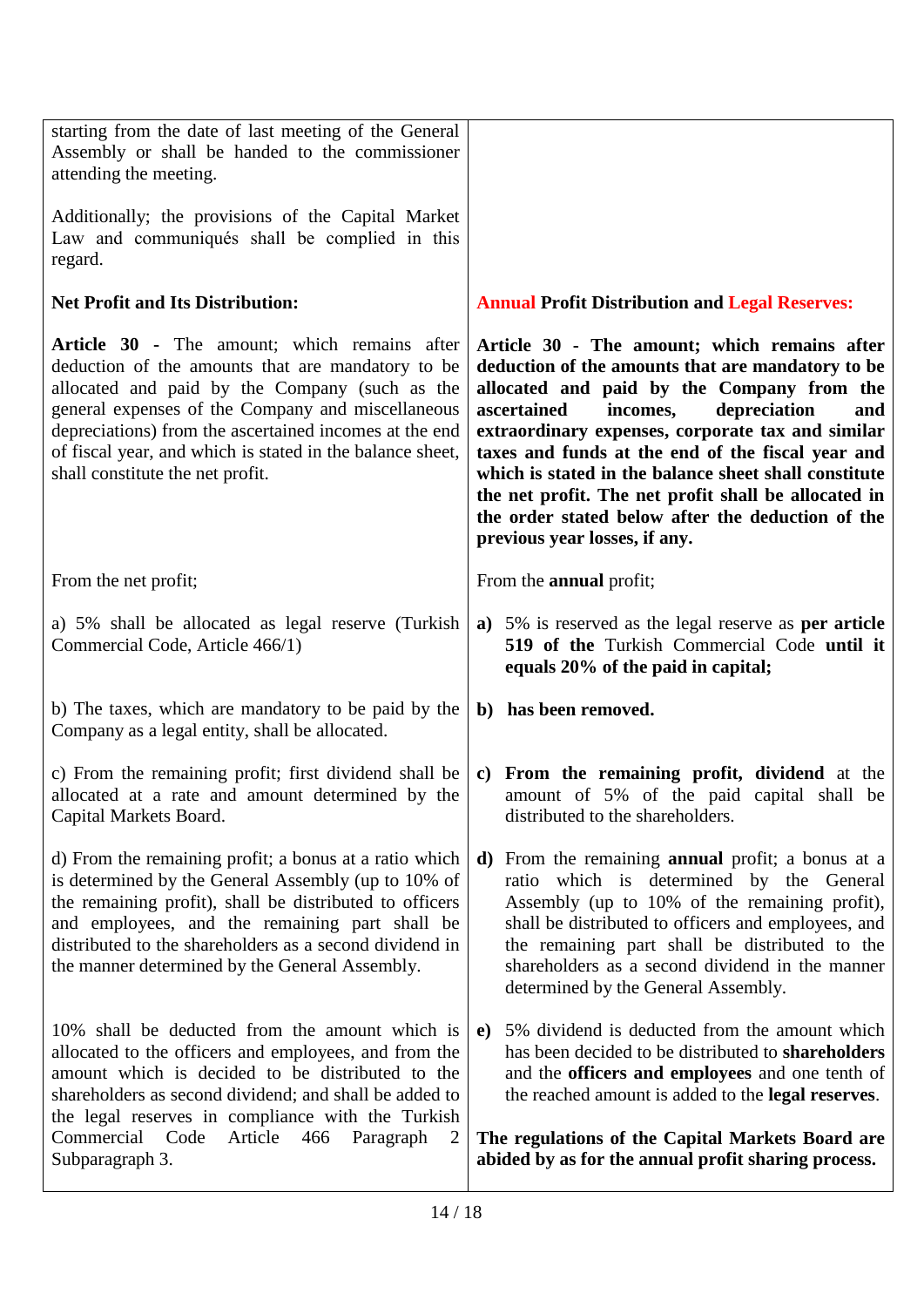| | |
|---|---|
| starting from the date of last meeting of the General Assembly or shall be handed to the commissioner attending the meeting.<br><br>Additionally; the provisions of the Capital Market Law and communiqués shall be complied in this regard. | |
| **Net Profit and Its Distribution:** | **Annual Profit Distribution and Legal Reserves:** |
| **Article 30 -** The amount; which remains after deduction of the amounts that are mandatory to be allocated and paid by the Company (such as the general expenses of the Company and miscellaneous depreciations) from the ascertained incomes at the end of fiscal year, and which is stated in the balance sheet, shall constitute the net profit. | **Article 30 - The amount; which remains after deduction of the amounts that are mandatory to be allocated and paid by the Company from the ascertained incomes, depreciation and extraordinary expenses, corporate tax and similar taxes and funds at the end of the fiscal year and which is stated in the balance sheet shall constitute the net profit. The net profit shall be allocated in the order stated below after the deduction of the previous year losses, if any.** |
| From the net profit; | From the **annual** profit; |
| a) 5% shall be allocated as legal reserve (Turkish Commercial Code, Article 466/1) | **a)** 5% is reserved as the legal reserve as **per article 519 of the** Turkish Commercial Code **until it equals 20% of the paid in capital;** |
| b) The taxes, which are mandatory to be paid by the Company as a legal entity, shall be allocated. | **b) has been removed.** |
| c) From the remaining profit; first dividend shall be allocated at a rate and amount determined by the Capital Markets Board. | **c) From the remaining profit, dividend** at the amount of 5% of the paid capital shall be distributed to the shareholders. |
| d) From the remaining profit; a bonus at a ratio which is determined by the General Assembly (up to 10% of the remaining profit), shall be distributed to officers and employees, and the remaining part shall be distributed to the shareholders as a second dividend in the manner determined by the General Assembly. | **d)** From the remaining **annual** profit; a bonus at a ratio which is determined by the General Assembly (up to 10% of the remaining profit), shall be distributed to officers and employees, and the remaining part shall be distributed to the shareholders as a second dividend in the manner determined by the General Assembly. |
| 10% shall be deducted from the amount which is allocated to the officers and employees, and from the amount which is decided to be distributed to the shareholders as second dividend; and shall be added to the legal reserves in compliance with the Turkish Commercial Code Article 466 Paragraph 2 Subparagraph 3. | **e)** 5% dividend is deducted from the amount which has been decided to be distributed to **shareholders** and the **officers and employees** and one tenth of the reached amount is added to the **legal reserves**.<br><br>**The regulations of the Capital Markets Board are abided by as for the annual profit sharing process.** |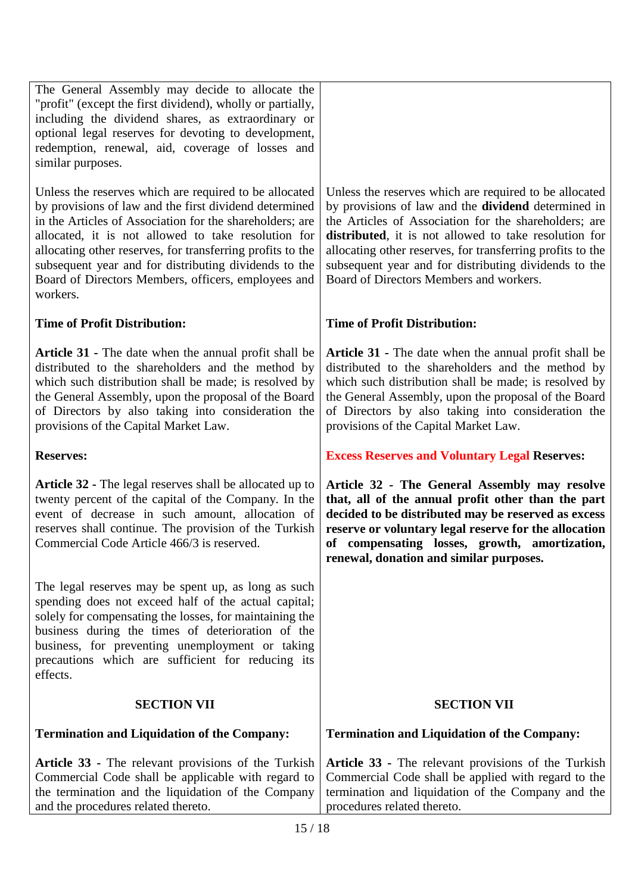| | |
|---|---|
| The General Assembly may decide to allocate the "profit" (except the first dividend), wholly or partially, including the dividend shares, as extraordinary or optional legal reserves for devoting to development, redemption, renewal, aid, coverage of losses and similar purposes. | |
| Unless the reserves which are required to be allocated by provisions of law and the first dividend determined in the Articles of Association for the shareholders; are allocated, it is not allowed to take resolution for allocating other reserves, for transferring profits to the subsequent year and for distributing dividends to the Board of Directors Members, officers, employees and workers. | Unless the reserves which are required to be allocated by provisions of law and the **dividend** determined in the Articles of Association for the shareholders; are **distributed**, it is not allowed to take resolution for allocating other reserves, for transferring profits to the subsequent year and for distributing dividends to the Board of Directors Members and workers. |
| **Time of Profit Distribution:** | **Time of Profit Distribution:** |
| **Article 31 -** The date when the annual profit shall be distributed to the shareholders and the method by which such distribution shall be made; is resolved by the General Assembly, upon the proposal of the Board of Directors by also taking into consideration the provisions of the Capital Market Law. | **Article 31 -** The date when the annual profit shall be distributed to the shareholders and the method by which such distribution shall be made; is resolved by the General Assembly, upon the proposal of the Board of Directors by also taking into consideration the provisions of the Capital Market Law. |
| **Reserves:** | **Excess Reserves and Voluntary Legal Reserves:** |
| **Article 32 -** The legal reserves shall be allocated up to twenty percent of the capital of the Company. In the event of decrease in such amount, allocation of reserves shall continue. The provision of the Turkish Commercial Code Article 466/3 is reserved. | **Article 32 - The General Assembly may resolve that, all of the annual profit other than the part decided to be distributed may be reserved as excess reserve or voluntary legal reserve for the allocation of compensating losses, growth, amortization, renewal, donation and similar purposes.** |
| The legal reserves may be spent up, as long as such spending does not exceed half of the actual capital; solely for compensating the losses, for maintaining the business during the times of deterioration of the business, for preventing unemployment or taking precautions which are sufficient for reducing its effects. | |
| **SECTION VII** | **SECTION VII** |
| **Termination and Liquidation of the Company:** | **Termination and Liquidation of the Company:** |
| **Article 33 -** The relevant provisions of the Turkish Commercial Code shall be applicable with regard to the termination and the liquidation of the Company and the procedures related thereto. | **Article 33 -** The relevant provisions of the Turkish Commercial Code shall be applied with regard to the termination and liquidation of the Company and the procedures related thereto. |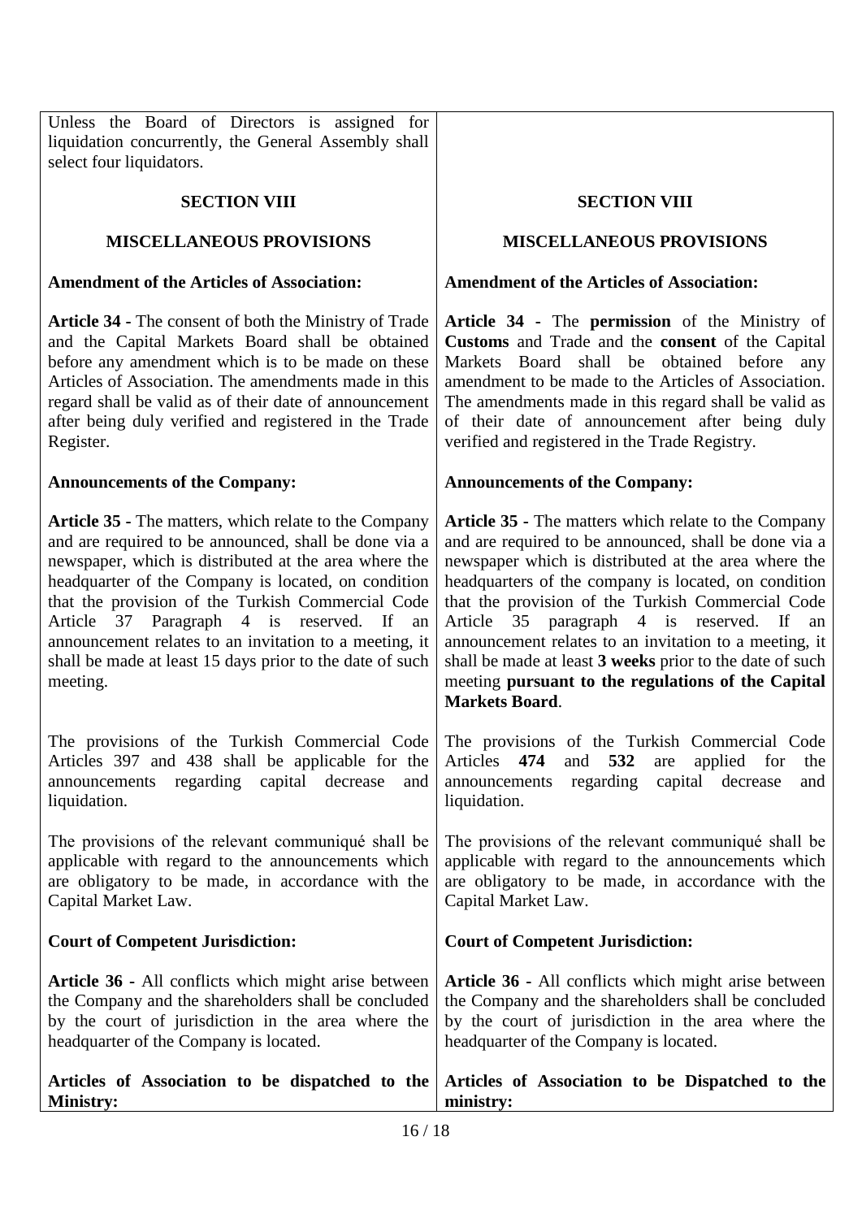| | |
|---|---|
| Unless the Board of Directors is assigned for liquidation concurrently, the General Assembly shall select four liquidators. | |
| **SECTION VIII** | **SECTION VIII** |
| **MISCELLANEOUS PROVISIONS** | **MISCELLANEOUS PROVISIONS** |
| **Amendment of the Articles of Association:** | **Amendment of the Articles of Association:** |
| **Article 34 -** The consent of both the Ministry of Trade and the Capital Markets Board shall be obtained before any amendment which is to be made on these Articles of Association. The amendments made in this regard shall be valid as of their date of announcement after being duly verified and registered in the Trade Register. | **Article 34 -** The **permission** of the Ministry of **Customs** and Trade and the **consent** of the Capital Markets Board shall be obtained before any amendment to be made to the Articles of Association. The amendments made in this regard shall be valid as of their date of announcement after being duly verified and registered in the Trade Registry. |
| **Announcements of the Company:** | **Announcements of the Company:** |
| **Article 35 -** The matters, which relate to the Company and are required to be announced, shall be done via a newspaper, which is distributed at the area where the headquarter of the Company is located, on condition that the provision of the Turkish Commercial Code Article 37 Paragraph 4 is reserved. If an announcement relates to an invitation to a meeting, it shall be made at least 15 days prior to the date of such meeting. | **Article 35 -** The matters which relate to the Company and are required to be announced, shall be done via a newspaper which is distributed at the area where the headquarters of the company is located, on condition that the provision of the Turkish Commercial Code Article 35 paragraph 4 is reserved. If an announcement relates to an invitation to a meeting, it shall be made at least **3 weeks** prior to the date of such meeting **pursuant to the regulations of the Capital Markets Board**. |
| The provisions of the Turkish Commercial Code Articles 397 and 438 shall be applicable for the announcements regarding capital decrease and liquidation. | The provisions of the Turkish Commercial Code Articles **474** and **532** are applied for the announcements regarding capital decrease and liquidation. |
| The provisions of the relevant communiqué shall be applicable with regard to the announcements which are obligatory to be made, in accordance with the Capital Market Law. | The provisions of the relevant communiqué shall be applicable with regard to the announcements which are obligatory to be made, in accordance with the Capital Market Law. |
| **Court of Competent Jurisdiction:** | **Court of Competent Jurisdiction:** |
| **Article 36 -** All conflicts which might arise between the Company and the shareholders shall be concluded by the court of jurisdiction in the area where the headquarter of the Company is located. | **Article 36 -** All conflicts which might arise between the Company and the shareholders shall be concluded by the court of jurisdiction in the area where the headquarter of the Company is located. |
| **Articles of Association to be dispatched to the Ministry:** | **Articles of Association to be Dispatched to the ministry:** |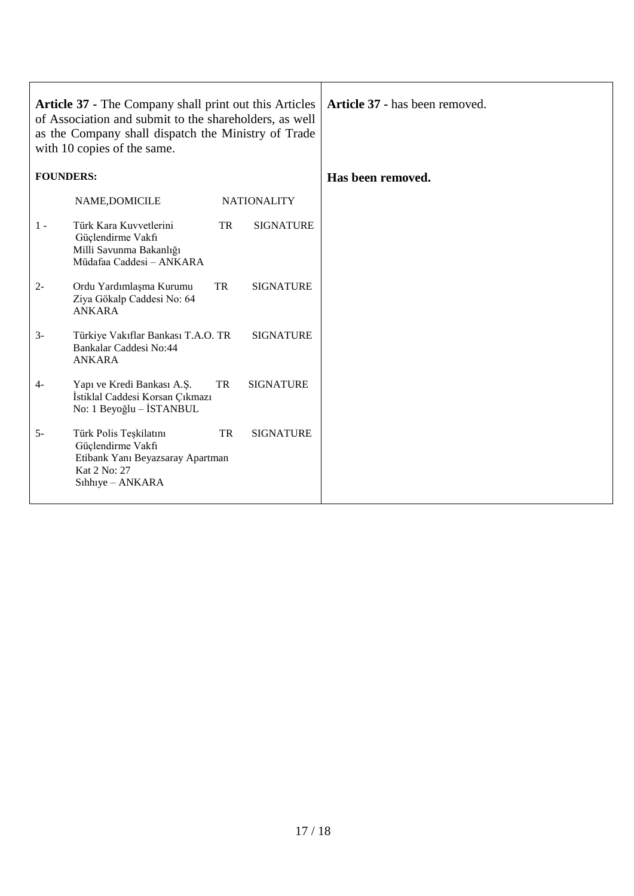| | |
|---|---|
| **Article 37 -** The Company shall print out this Articles of Association and submit to the shareholders, as well as the Company shall dispatch the Ministry of Trade with 10 copies of the same.<br><br>**FOUNDERS:**<br><br>NAME,DOMICILE — NATIONALITY<br><br>1 - Türk Kara Kuvvetlerini Güçlendirme Vakfı, Milli Savunma Bakanlığı, Müdafaa Caddesi – ANKARA — TR — SIGNATURE<br><br>2- Ordu Yardımlaşma Kurumu, Ziya Gökalp Caddesi No: 64, ANKARA — TR — SIGNATURE<br><br>3- Türkiye Vakıflar Bankası T.A.O., Bankalar Caddesi No:44, ANKARA — TR — SIGNATURE<br><br>4- Yapı ve Kredi Bankası A.Ş., İstiklal Caddesi Korsan Çıkmazı, No: 1 Beyoğlu – İSTANBUL — TR — SIGNATURE<br><br>5- Türk Polis Teşkilatını Güçlendirme Vakfı, Etibank Yanı Beyazsaray Apartman, Kat 2 No: 27, Sıhhıye – ANKARA — TR — SIGNATURE | **Article 37 -** has been removed.<br><br>**Has been removed.** |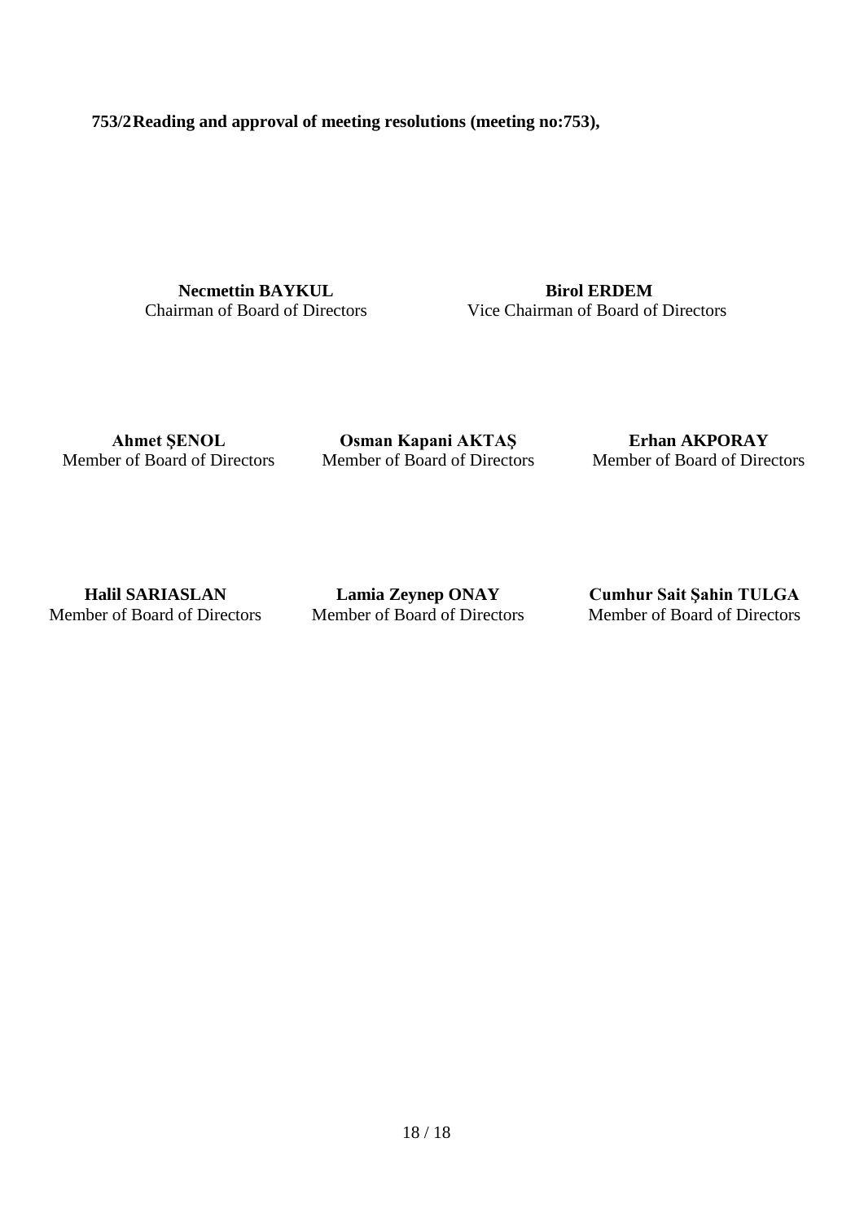**753/2 Reading and approval of meeting resolutions (meeting no:753),**

**Necmettin BAYKUL**
Chairman of Board of Directors

**Birol ERDEM**
Vice Chairman of Board of Directors

**Ahmet ŞENOL**
Member of Board of Directors

**Osman Kapani AKTAŞ**
Member of Board of Directors

**Erhan AKPORAY**
Member of Board of Directors

**Halil SARIASLAN**
Member of Board of Directors

**Lamia Zeynep ONAY**
Member of Board of Directors

**Cumhur Sait Şahin TULGA**
Member of Board of Directors